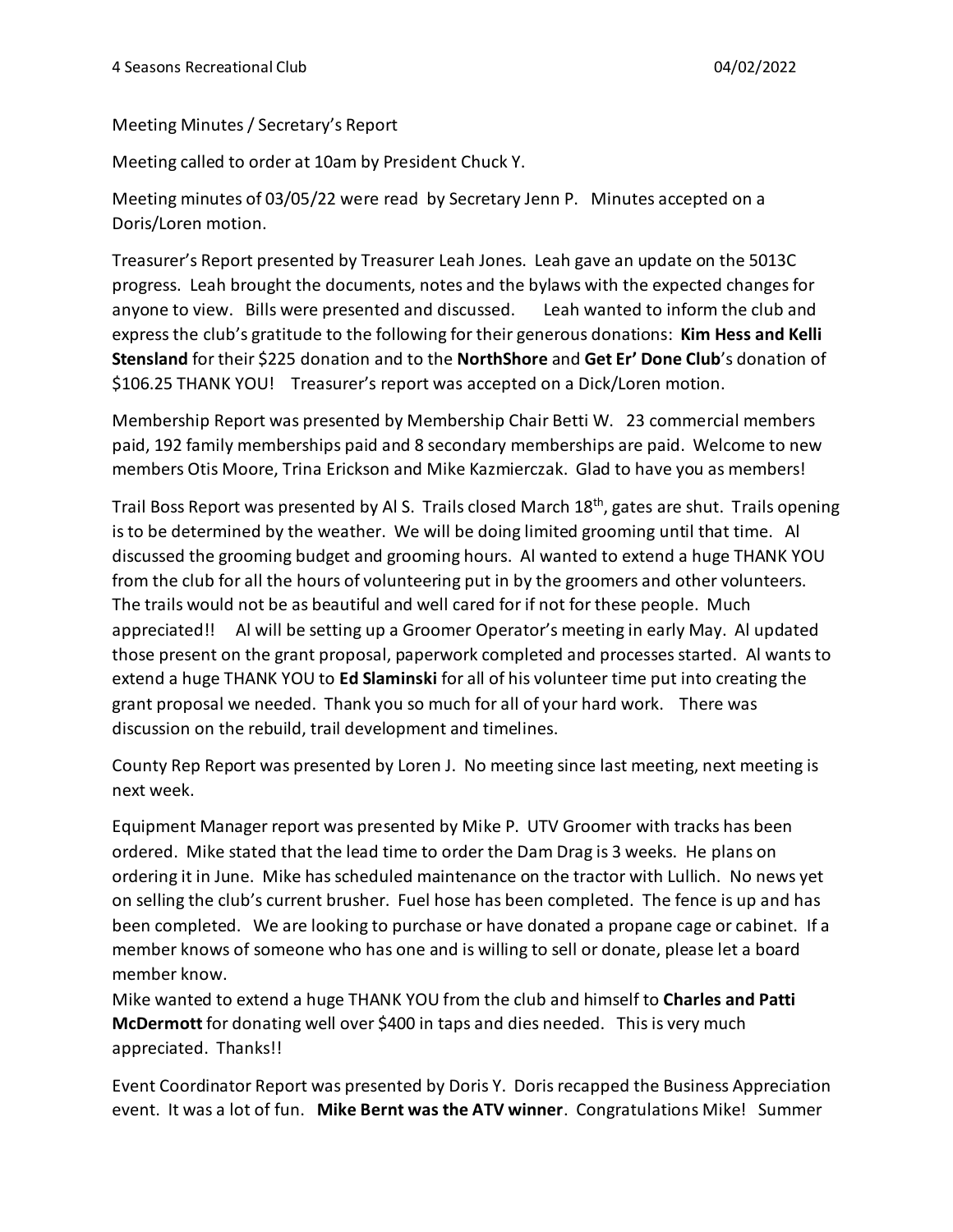4 Seasons Recreational Club 04/02/2022

Meeting Minutes / Secretary's Report

Meeting called to order at 10am by President Chuck Y.

Meeting minutes of 03/05/22 were read by Secretary Jenn P. Minutes accepted on a Doris/Loren motion.

Treasurer's Report presented by Treasurer Leah Jones. Leah gave an update on the 5013C progress. Leah brought the documents, notes and the bylaws with the expected changes for anyone to view. Bills were presented and discussed. Leah wanted to inform the club and express the club's gratitude to the following for their generous donations: **Kim Hess and Kelli Stensland** for their $225 donation and to the **NorthShore** and **Get Er' Done Club**'s donation of $106.25 THANK YOU! Treasurer's report was accepted on a Dick/Loren motion.

Membership Report was presented by Membership Chair Betti W. 23 commercial members paid, 192 family memberships paid and 8 secondary memberships are paid. Welcome to new members Otis Moore, Trina Erickson and Mike Kazmierczak. Glad to have you as members!

Trail Boss Report was presented by Al S. Trails closed March 18th, gates are shut. Trails opening is to be determined by the weather. We will be doing limited grooming until that time. Al discussed the grooming budget and grooming hours. Al wanted to extend a huge THANK YOU from the club for all the hours of volunteering put in by the groomers and other volunteers. The trails would not be as beautiful and well cared for if not for these people. Much appreciated!! Al will be setting up a Groomer Operator's meeting in early May. Al updated those present on the grant proposal, paperwork completed and processes started. Al wants to extend a huge THANK YOU to **Ed Slaminski** for all of his volunteer time put into creating the grant proposal we needed. Thank you so much for all of your hard work. There was discussion on the rebuild, trail development and timelines.

County Rep Report was presented by Loren J. No meeting since last meeting, next meeting is next week.

Equipment Manager report was presented by Mike P. UTV Groomer with tracks has been ordered. Mike stated that the lead time to order the Dam Drag is 3 weeks. He plans on ordering it in June. Mike has scheduled maintenance on the tractor with Lullich. No news yet on selling the club's current brusher. Fuel hose has been completed. The fence is up and has been completed. We are looking to purchase or have donated a propane cage or cabinet. If a member knows of someone who has one and is willing to sell or donate, please let a board member know.

Mike wanted to extend a huge THANK YOU from the club and himself to **Charles and Patti McDermott** for donating well over $400 in taps and dies needed. This is very much appreciated. Thanks!!

Event Coordinator Report was presented by Doris Y. Doris recapped the Business Appreciation event. It was a lot of fun. **Mike Bernt was the ATV winner**. Congratulations Mike! Summer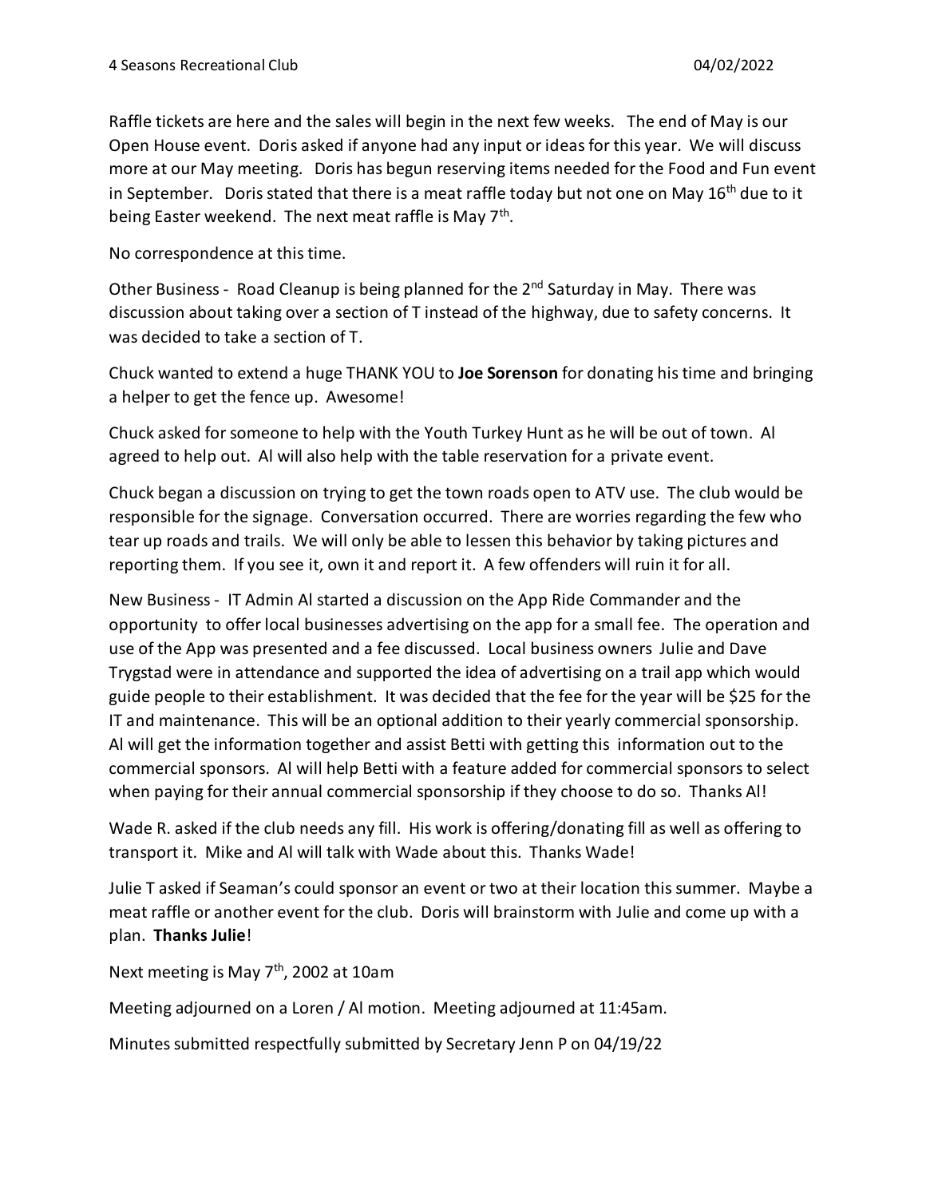Raffle tickets are here and the sales will begin in the next few weeks. The end of May is our Open House event. Doris asked if anyone had any input or ideas for this year. We will discuss more at our May meeting. Doris has begun reserving items needed for the Food and Fun event in September. Doris stated that there is a meat raffle today but not one on May 16th due to it being Easter weekend. The next meat raffle is May 7th.

No correspondence at this time.

Other Business - Road Cleanup is being planned for the 2nd Saturday in May. There was discussion about taking over a section of T instead of the highway, due to safety concerns. It was decided to take a section of T.

Chuck wanted to extend a huge THANK YOU to **Joe Sorenson** for donating his time and bringing a helper to get the fence up. Awesome!

Chuck asked for someone to help with the Youth Turkey Hunt as he will be out of town. Al agreed to help out. Al will also help with the table reservation for a private event.

Chuck began a discussion on trying to get the town roads open to ATV use. The club would be responsible for the signage. Conversation occurred. There are worries regarding the few who tear up roads and trails. We will only be able to lessen this behavior by taking pictures and reporting them. If you see it, own it and report it. A few offenders will ruin it for all.

New Business - IT Admin Al started a discussion on the App Ride Commander and the opportunity to offer local businesses advertising on the app for a small fee. The operation and use of the App was presented and a fee discussed. Local business owners Julie and Dave Trygstad were in attendance and supported the idea of advertising on a trail app which would guide people to their establishment. It was decided that the fee for the year will be $25 for the IT and maintenance. This will be an optional addition to their yearly commercial sponsorship. Al will get the information together and assist Betti with getting this information out to the commercial sponsors. Al will help Betti with a feature added for commercial sponsors to select when paying for their annual commercial sponsorship if they choose to do so. Thanks Al!

Wade R. asked if the club needs any fill. His work is offering/donating fill as well as offering to transport it. Mike and Al will talk with Wade about this. Thanks Wade!

Julie T asked if Seaman's could sponsor an event or two at their location this summer. Maybe a meat raffle or another event for the club. Doris will brainstorm with Julie and come up with a plan. **Thanks Julie**!

Next meeting is May 7th, 2002 at 10am

Meeting adjourned on a Loren / Al motion. Meeting adjourned at 11:45am.

Minutes submitted respectfully submitted by Secretary Jenn P on 04/19/22